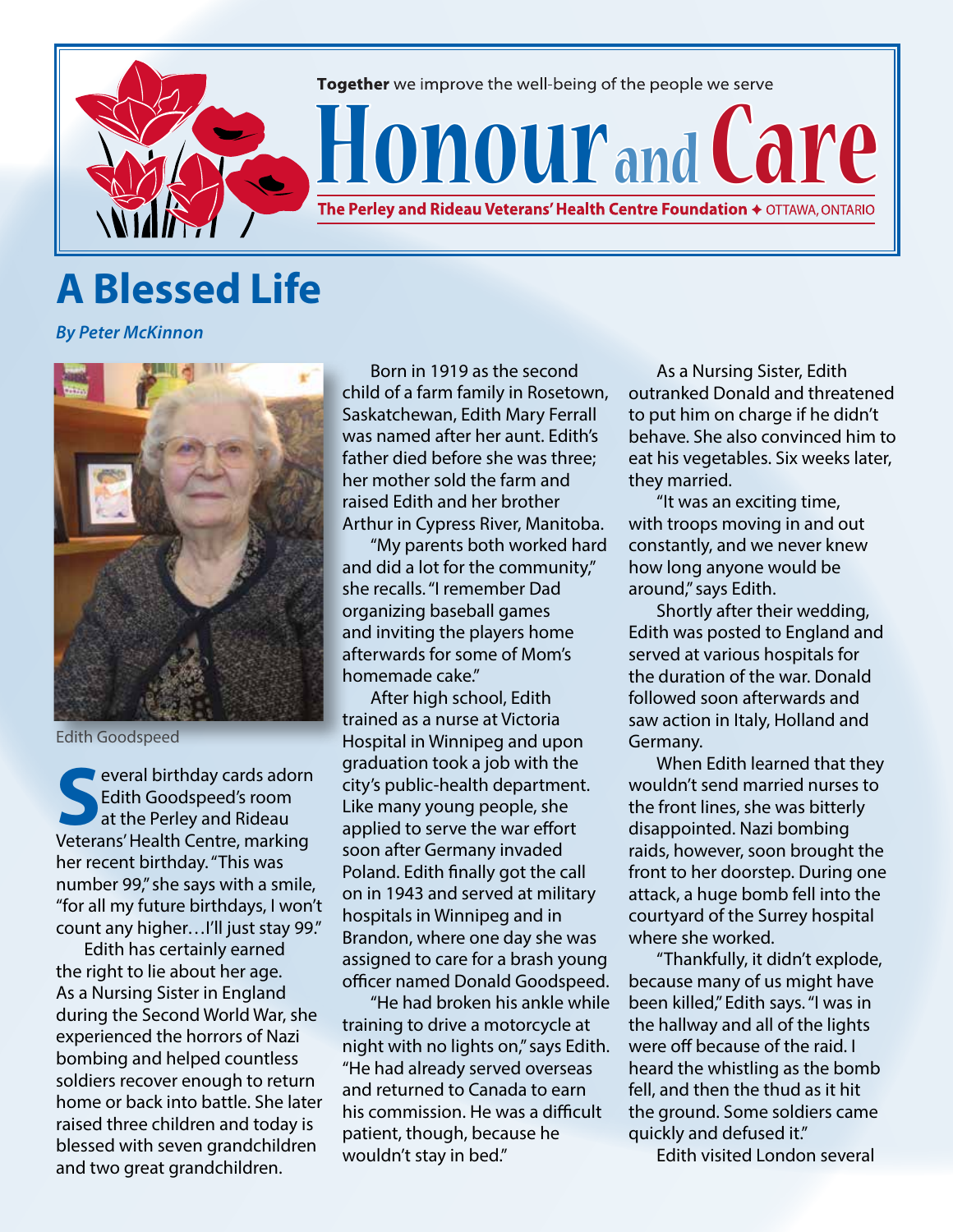Together we improve the well-being of the people we serve

# Honour and Care

**The Perley and Rideau Veterans' Health Centre Foundation ✦ OTTAWA, ONTARIO**

## A Blessed Life

***By Peter McKinnon***

Edith Goodspeed

Several birthday cards adorn Edith Goodspeed's room at the Perley and Rideau Veterans' Health Centre, marking her recent birthday. "This was number 99," she says with a smile, "for all my future birthdays, I won't count any higher…I'll just stay 99."

Edith has certainly earned the right to lie about her age. As a Nursing Sister in England during the Second World War, she experienced the horrors of Nazi bombing and helped countless soldiers recover enough to return home or back into battle. She later raised three children and today is blessed with seven grandchildren and two great grandchildren.

Born in 1919 as the second child of a farm family in Rosetown, Saskatchewan, Edith Mary Ferrall was named after her aunt. Edith's father died before she was three; her mother sold the farm and raised Edith and her brother Arthur in Cypress River, Manitoba.

"My parents both worked hard and did a lot for the community," she recalls. "I remember Dad organizing baseball games and inviting the players home afterwards for some of Mom's homemade cake."

After high school, Edith trained as a nurse at Victoria Hospital in Winnipeg and upon graduation took a job with the city's public-health department. Like many young people, she applied to serve the war effort soon after Germany invaded Poland. Edith finally got the call on in 1943 and served at military hospitals in Winnipeg and in Brandon, where one day she was assigned to care for a brash young officer named Donald Goodspeed.

"He had broken his ankle while training to drive a motorcycle at night with no lights on," says Edith. "He had already served overseas and returned to Canada to earn his commission. He was a difficult patient, though, because he wouldn't stay in bed."

As a Nursing Sister, Edith outranked Donald and threatened to put him on charge if he didn't behave. She also convinced him to eat his vegetables. Six weeks later, they married.

"It was an exciting time, with troops moving in and out constantly, and we never knew how long anyone would be around," says Edith.

Shortly after their wedding, Edith was posted to England and served at various hospitals for the duration of the war. Donald followed soon afterwards and saw action in Italy, Holland and Germany.

When Edith learned that they wouldn't send married nurses to the front lines, she was bitterly disappointed. Nazi bombing raids, however, soon brought the front to her doorstep. During one attack, a huge bomb fell into the courtyard of the Surrey hospital where she worked.

"Thankfully, it didn't explode, because many of us might have been killed," Edith says. "I was in the hallway and all of the lights were off because of the raid. I heard the whistling as the bomb fell, and then the thud as it hit the ground. Some soldiers came quickly and defused it."

Edith visited London several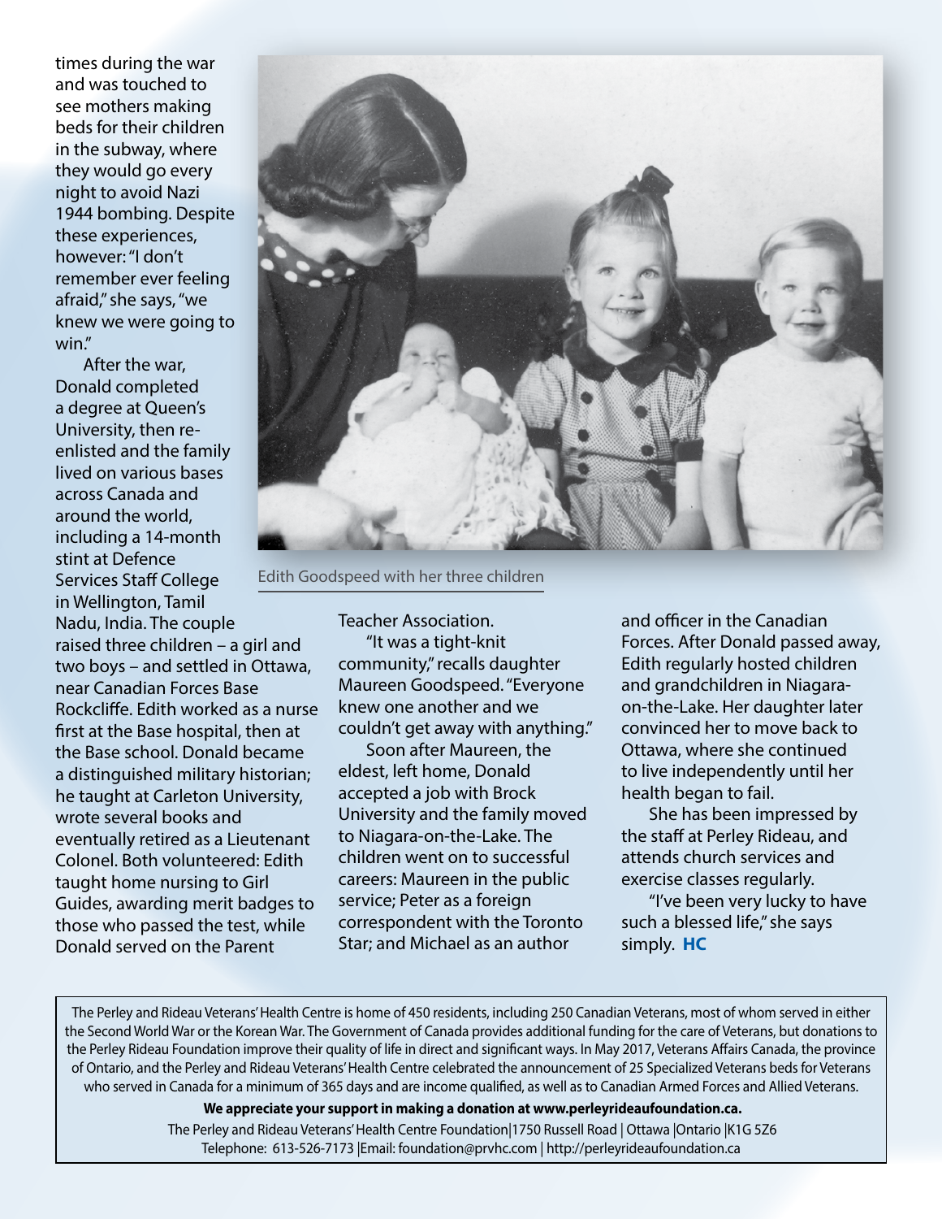times during the war and was touched to see mothers making beds for their children in the subway, where they would go every night to avoid Nazi 1944 bombing. Despite these experiences, however: "I don't remember ever feeling afraid," she says, "we knew we were going to win."

After the war, Donald completed a degree at Queen's University, then re-enlisted and the family lived on various bases across Canada and around the world, including a 14-month stint at Defence Services Staff College in Wellington, Tamil Nadu, India. The couple raised three children – a girl and two boys – and settled in Ottawa, near Canadian Forces Base Rockcliffe. Edith worked as a nurse first at the Base hospital, then at the Base school. Donald became a distinguished military historian; he taught at Carleton University, wrote several books and eventually retired as a Lieutenant Colonel. Both volunteered: Edith taught home nursing to Girl Guides, awarding merit badges to those who passed the test, while Donald served on the Parent Teacher Association.

Edith Goodspeed with her three children

"It was a tight-knit community," recalls daughter Maureen Goodspeed. "Everyone knew one another and we couldn't get away with anything."

Soon after Maureen, the eldest, left home, Donald accepted a job with Brock University and the family moved to Niagara-on-the-Lake. The children went on to successful careers: Maureen in the public service; Peter as a foreign correspondent with the Toronto Star; and Michael as an author and officer in the Canadian Forces. After Donald passed away, Edith regularly hosted children and grandchildren in Niagara-on-the-Lake. Her daughter later convinced her to move back to Ottawa, where she continued to live independently until her health began to fail.

She has been impressed by the staff at Perley Rideau, and attends church services and exercise classes regularly.

"I've been very lucky to have such a blessed life," she says simply. **HC**

The Perley and Rideau Veterans' Health Centre is home of 450 residents, including 250 Canadian Veterans, most of whom served in either the Second World War or the Korean War. The Government of Canada provides additional funding for the care of Veterans, but donations to the Perley Rideau Foundation improve their quality of life in direct and significant ways. In May 2017, Veterans Affairs Canada, the province of Ontario, and the Perley and Rideau Veterans' Health Centre celebrated the announcement of 25 Specialized Veterans beds for Veterans who served in Canada for a minimum of 365 days and are income qualified, as well as to Canadian Armed Forces and Allied Veterans.

**We appreciate your support in making a donation at www.perleyrideaufoundation.ca.**

The Perley and Rideau Veterans' Health Centre Foundation|1750 Russell Road | Ottawa |Ontario |K1G 5Z6
Telephone: 613-526-7173 |Email: foundation@prvhc.com | http://perleyrideaufoundation.ca